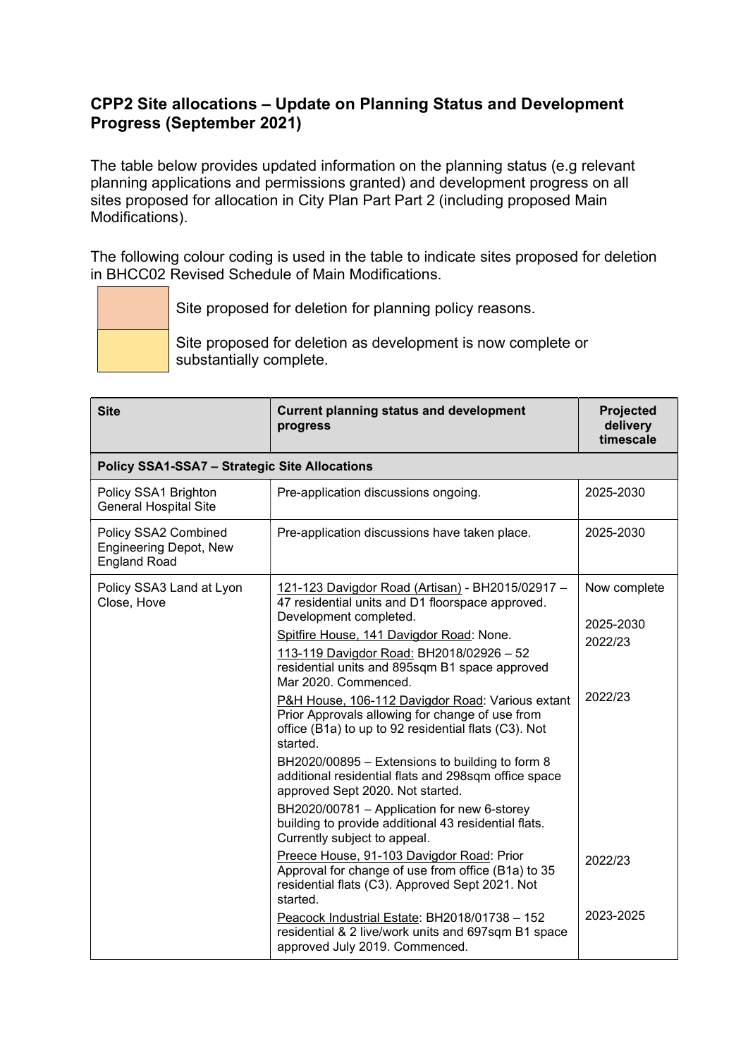## CPP2 Site allocations – Update on Planning Status and Development Progress (September 2021)

The table below provides updated information on the planning status (e.g relevant planning applications and permissions granted) and development progress on all sites proposed for allocation in City Plan Part Part 2 (including proposed Main Modifications).

The following colour coding is used in the table to indicate sites proposed for deletion in BHCC02 Revised Schedule of Main Modifications.

- Site proposed for deletion for planning policy reasons.
- Site proposed for deletion as development is now complete or substantially complete.

| Site | Current planning status and development progress | Projected delivery timescale |
|---|---|---|
| **Policy SSA1-SSA7 – Strategic Site Allocations** | | |
| Policy SSA1 Brighton General Hospital Site | Pre-application discussions ongoing. | 2025-2030 |
| Policy SSA2 Combined Engineering Depot, New England Road | Pre-application discussions have taken place. | 2025-2030 |
| Policy SSA3 Land at Lyon Close, Hove | 121-123 Davigdor Road (Artisan) - BH2015/02917 – 47 residential units and D1 floorspace approved. Development completed. | Now complete |
| | Spitfire House, 141 Davigdor Road: None. | 2025-2030 |
| | 113-119 Davigdor Road: BH2018/02926 – 52 residential units and 895sqm B1 space approved Mar 2020. Commenced. | 2022/23 |
| | P&H House, 106-112 Davigdor Road: Various extant Prior Approvals allowing for change of use from office (B1a) to up to 92 residential flats (C3). Not started. BH2020/00895 – Extensions to building to form 8 additional residential flats and 298sqm office space approved Sept 2020. Not started. BH2020/00781 – Application for new 6-storey building to provide additional 43 residential flats. Currently subject to appeal. | 2022/23 |
| | Preece House, 91-103 Davigdor Road: Prior Approval for change of use from office (B1a) to 35 residential flats (C3). Approved Sept 2021. Not started. | 2022/23 |
| | Peacock Industrial Estate: BH2018/01738 – 152 residential & 2 live/work units and 697sqm B1 space approved July 2019. Commenced. | 2023-2025 |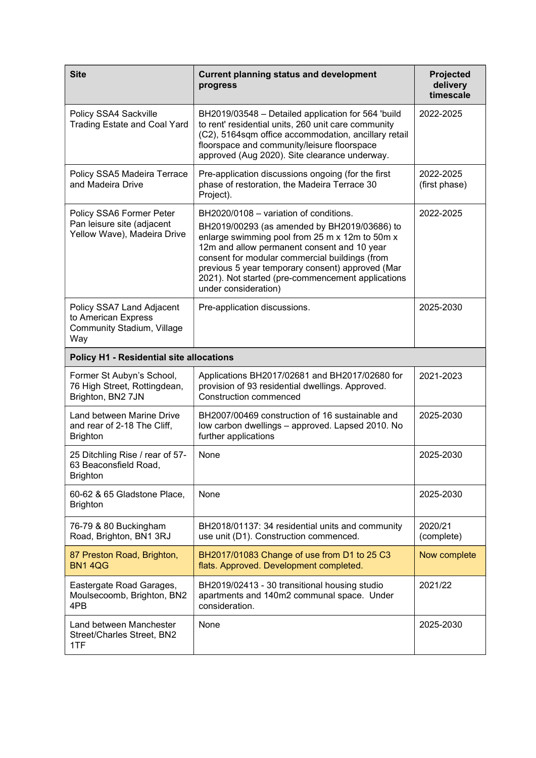| Site | Current planning status and development progress | Projected delivery timescale |
|---|---|---|
| Policy SSA4 Sackville Trading Estate and Coal Yard | BH2019/03548 – Detailed application for 564 'build to rent' residential units, 260 unit care community (C2), 5164sqm office accommodation, ancillary retail floorspace and community/leisure floorspace approved (Aug 2020). Site clearance underway. | 2022-2025 |
| Policy SSA5 Madeira Terrace and Madeira Drive | Pre-application discussions ongoing (for the first phase of restoration, the Madeira Terrace 30 Project). | 2022-2025 (first phase) |
| Policy SSA6 Former Peter Pan leisure site (adjacent Yellow Wave), Madeira Drive | BH2020/0108 – variation of conditions. BH2019/00293 (as amended by BH2019/03686) to enlarge swimming pool from 25 m x 12m to 50m x 12m and allow permanent consent and 10 year consent for modular commercial buildings (from previous 5 year temporary consent) approved (Mar 2021). Not started (pre-commencement applications under consideration) | 2022-2025 |
| Policy SSA7 Land Adjacent to American Express Community Stadium, Village Way | Pre-application discussions. | 2025-2030 |
| **Policy H1 - Residential site allocations** | | |
| Former St Aubyn's School, 76 High Street, Rottingdean, Brighton, BN2 7JN | Applications BH2017/02681 and BH2017/02680 for provision of 93 residential dwellings. Approved. Construction commenced | 2021-2023 |
| Land between Marine Drive and rear of 2-18 The Cliff, Brighton | BH2007/00469 construction of 16 sustainable and low carbon dwellings – approved. Lapsed 2010. No further applications | 2025-2030 |
| 25 Ditchling Rise / rear of 57-63 Beaconsfield Road, Brighton | None | 2025-2030 |
| 60-62 & 65 Gladstone Place, Brighton | None | 2025-2030 |
| 76-79 & 80 Buckingham Road, Brighton, BN1 3RJ | BH2018/01137: 34 residential units and community use unit (D1). Construction commenced. | 2020/21 (complete) |
| 87 Preston Road, Brighton, BN1 4QG | BH2017/01083 Change of use from D1 to 25 C3 flats. Approved. Development completed. | Now complete |
| Eastergate Road Garages, Moulsecoomb, Brighton, BN2 4PB | BH2019/02413 - 30 transitional housing studio apartments and 140m2 communal space. Under consideration. | 2021/22 |
| Land between Manchester Street/Charles Street, BN2 1TF | None | 2025-2030 |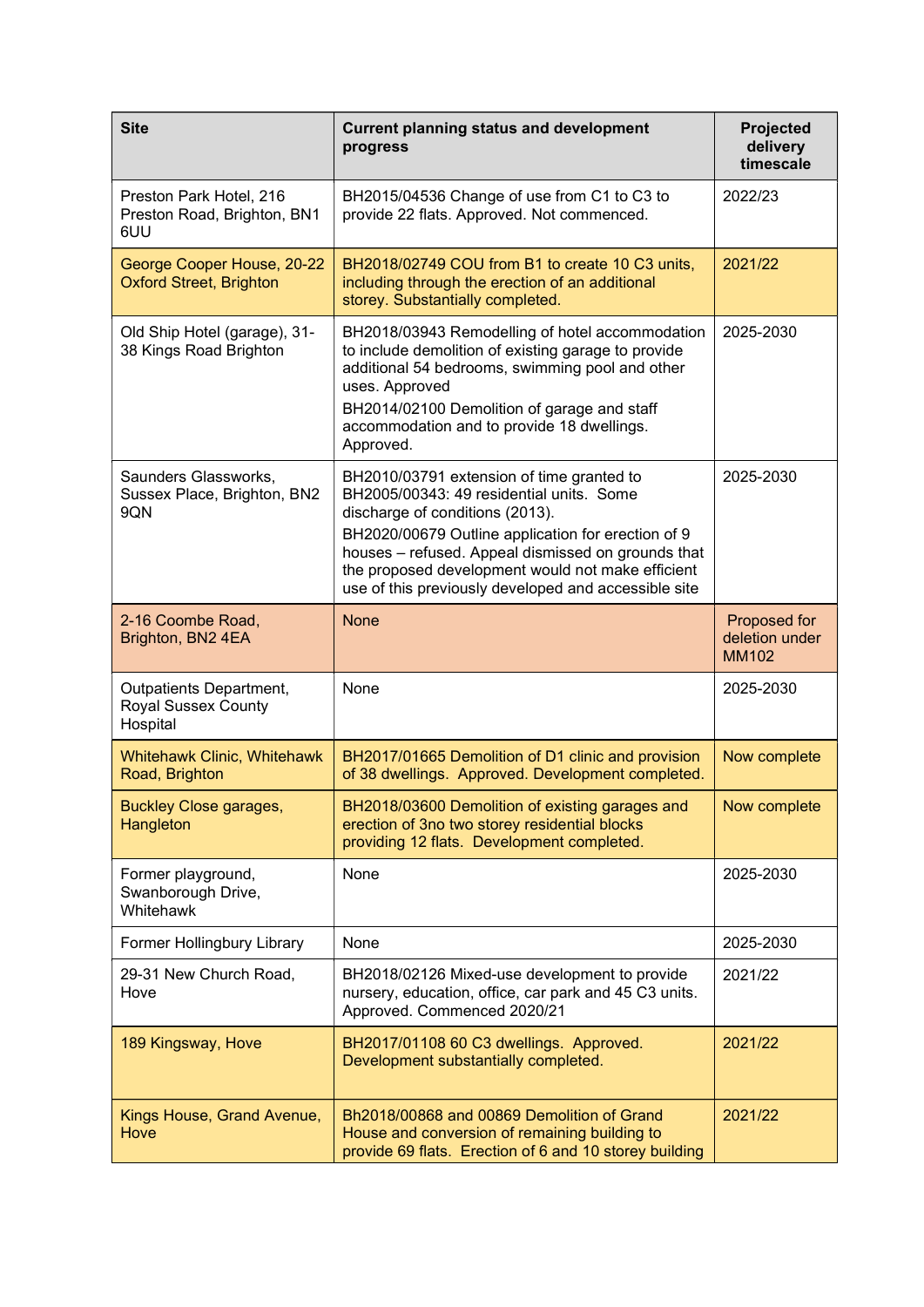| Site | Current planning status and development progress | Projected delivery timescale |
|---|---|---|
| Preston Park Hotel, 216 Preston Road, Brighton, BN1 6UU | BH2015/04536 Change of use from C1 to C3 to provide 22 flats. Approved. Not commenced. | 2022/23 |
| George Cooper House, 20-22 Oxford Street, Brighton | BH2018/02749 COU from B1 to create 10 C3 units, including through the erection of an additional storey. Substantially completed. | 2021/22 |
| Old Ship Hotel (garage), 31-38 Kings Road Brighton | BH2018/03943 Remodelling of hotel accommodation to include demolition of existing garage to provide additional 54 bedrooms, swimming pool and other uses. Approved<br>BH2014/02100 Demolition of garage and staff accommodation and to provide 18 dwellings. Approved. | 2025-2030 |
| Saunders Glassworks, Sussex Place, Brighton, BN2 9QN | BH2010/03791 extension of time granted to BH2005/00343: 49 residential units. Some discharge of conditions (2013).<br>BH2020/00679 Outline application for erection of 9 houses – refused. Appeal dismissed on grounds that the proposed development would not make efficient use of this previously developed and accessible site | 2025-2030 |
| 2-16 Coombe Road, Brighton, BN2 4EA | None | Proposed for deletion under MM102 |
| Outpatients Department, Royal Sussex County Hospital | None | 2025-2030 |
| Whitehawk Clinic, Whitehawk Road, Brighton | BH2017/01665 Demolition of D1 clinic and provision of 38 dwellings. Approved. Development completed. | Now complete |
| Buckley Close garages, Hangleton | BH2018/03600 Demolition of existing garages and erection of 3no two storey residential blocks providing 12 flats. Development completed. | Now complete |
| Former playground, Swanborough Drive, Whitehawk | None | 2025-2030 |
| Former Hollingbury Library | None | 2025-2030 |
| 29-31 New Church Road, Hove | BH2018/02126 Mixed-use development to provide nursery, education, office, car park and 45 C3 units. Approved. Commenced 2020/21 | 2021/22 |
| 189 Kingsway, Hove | BH2017/01108 60 C3 dwellings. Approved. Development substantially completed. | 2021/22 |
| Kings House, Grand Avenue, Hove | Bh2018/00868 and 00869 Demolition of Grand House and conversion of remaining building to provide 69 flats. Erection of 6 and 10 storey building | 2021/22 |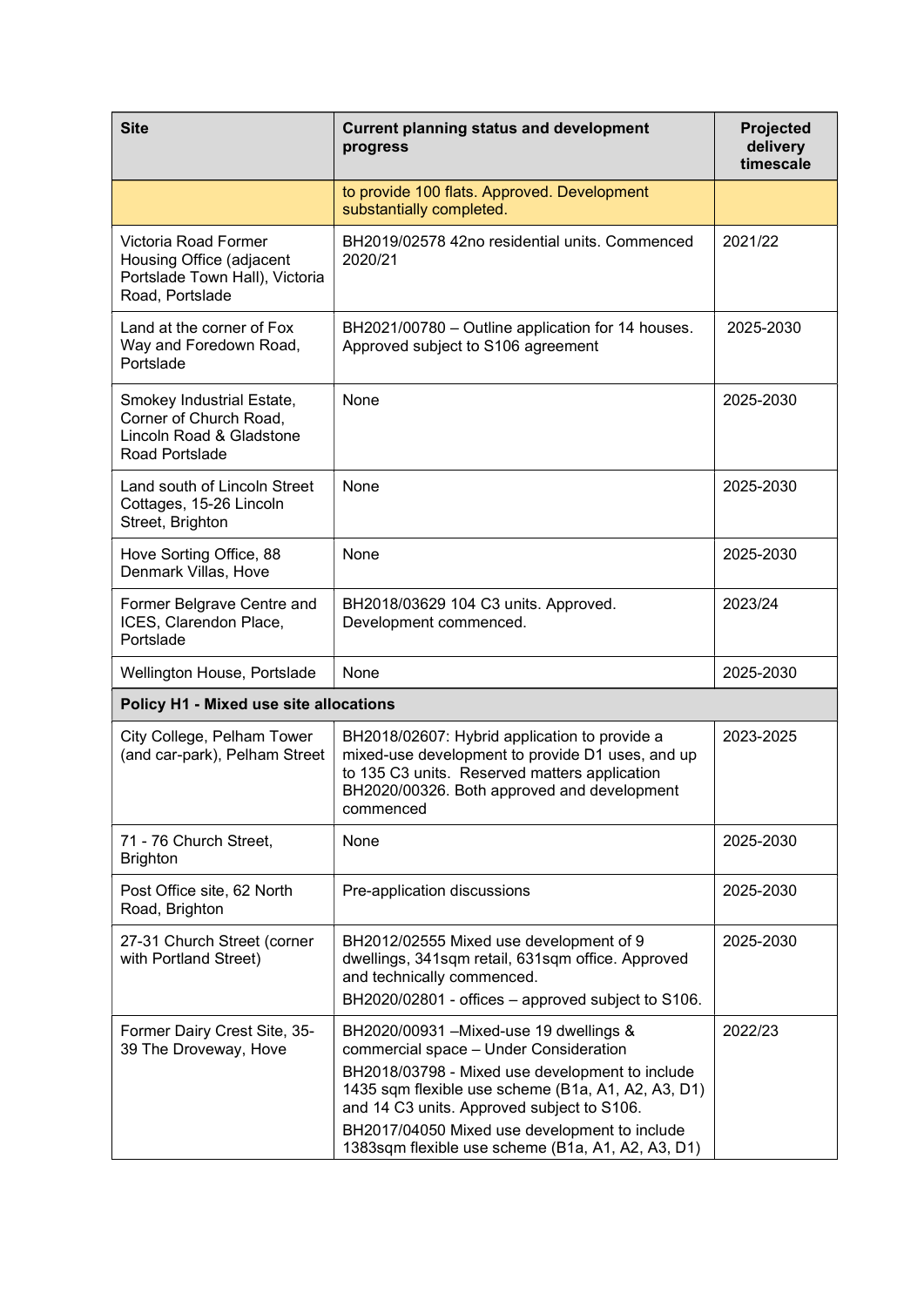| Site | Current planning status and development progress | Projected delivery timescale |
|---|---|---|
| | to provide 100 flats. Approved. Development substantially completed. | |
| Victoria Road Former Housing Office (adjacent Portslade Town Hall), Victoria Road, Portslade | BH2019/02578 42no residential units. Commenced 2020/21 | 2021/22 |
| Land at the corner of Fox Way and Foredown Road, Portslade | BH2021/00780 – Outline application for 14 houses. Approved subject to S106 agreement | 2025-2030 |
| Smokey Industrial Estate, Corner of Church Road, Lincoln Road & Gladstone Road Portslade | None | 2025-2030 |
| Land south of Lincoln Street Cottages, 15-26 Lincoln Street, Brighton | None | 2025-2030 |
| Hove Sorting Office, 88 Denmark Villas, Hove | None | 2025-2030 |
| Former Belgrave Centre and ICES, Clarendon Place, Portslade | BH2018/03629 104 C3 units. Approved. Development commenced. | 2023/24 |
| Wellington House, Portslade | None | 2025-2030 |
| **Policy H1 - Mixed use site allocations** | | |
| City College, Pelham Tower (and car-park), Pelham Street | BH2018/02607: Hybrid application to provide a mixed-use development to provide D1 uses, and up to 135 C3 units. Reserved matters application BH2020/00326. Both approved and development commenced | 2023-2025 |
| 71 - 76 Church Street, Brighton | None | 2025-2030 |
| Post Office site, 62 North Road, Brighton | Pre-application discussions | 2025-2030 |
| 27-31 Church Street (corner with Portland Street) | BH2012/02555 Mixed use development of 9 dwellings, 341sqm retail, 631sqm office. Approved and technically commenced.<br>BH2020/02801 - offices – approved subject to S106. | 2025-2030 |
| Former Dairy Crest Site, 35-39 The Droveway, Hove | BH2020/00931 –Mixed-use 19 dwellings & commercial space – Under Consideration<br>BH2018/03798 - Mixed use development to include 1435 sqm flexible use scheme (B1a, A1, A2, A3, D1) and 14 C3 units. Approved subject to S106.<br>BH2017/04050 Mixed use development to include 1383sqm flexible use scheme (B1a, A1, A2, A3, D1) | 2022/23 |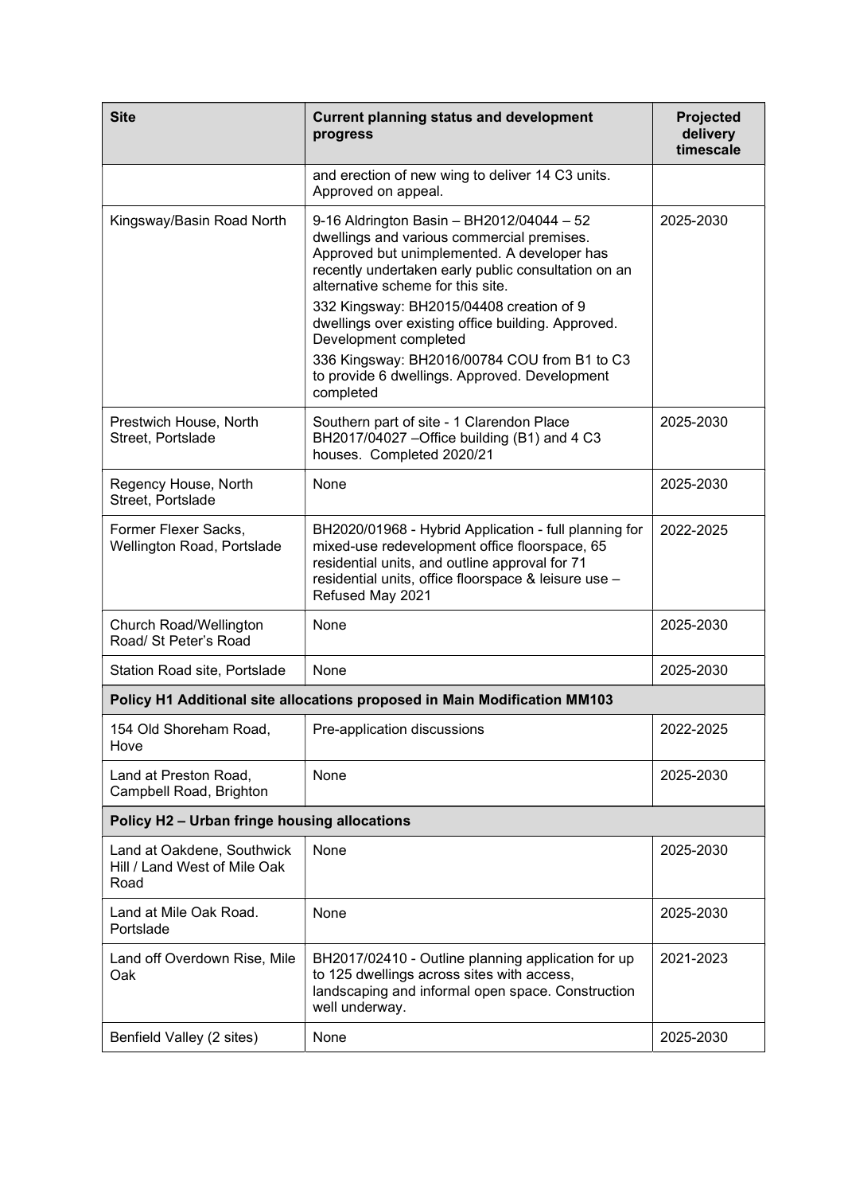| Site | Current planning status and development progress | Projected delivery timescale |
|---|---|---|
| | and erection of new wing to deliver 14 C3 units. Approved on appeal. | |
| Kingsway/Basin Road North | 9-16 Aldrington Basin – BH2012/04044 – 52 dwellings and various commercial premises. Approved but unimplemented. A developer has recently undertaken early public consultation on an alternative scheme for this site.<br>332 Kingsway: BH2015/04408 creation of 9 dwellings over existing office building. Approved. Development completed<br>336 Kingsway: BH2016/00784 COU from B1 to C3 to provide 6 dwellings. Approved. Development completed | 2025-2030 |
| Prestwich House, North Street, Portslade | Southern part of site - 1 Clarendon Place BH2017/04027 –Office building (B1) and 4 C3 houses. Completed 2020/21 | 2025-2030 |
| Regency House, North Street, Portslade | None | 2025-2030 |
| Former Flexer Sacks, Wellington Road, Portslade | BH2020/01968 - Hybrid Application - full planning for mixed-use redevelopment office floorspace, 65 residential units, and outline approval for 71 residential units, office floorspace & leisure use – Refused May 2021 | 2022-2025 |
| Church Road/Wellington Road/ St Peter's Road | None | 2025-2030 |
| Station Road site, Portslade | None | 2025-2030 |
| **Policy H1 Additional site allocations proposed in Main Modification MM103** | | |
| 154 Old Shoreham Road, Hove | Pre-application discussions | 2022-2025 |
| Land at Preston Road, Campbell Road, Brighton | None | 2025-2030 |
| **Policy H2 – Urban fringe housing allocations** | | |
| Land at Oakdene, Southwick Hill / Land West of Mile Oak Road | None | 2025-2030 |
| Land at Mile Oak Road. Portslade | None | 2025-2030 |
| Land off Overdown Rise, Mile Oak | BH2017/02410 - Outline planning application for up to 125 dwellings across sites with access, landscaping and informal open space. Construction well underway. | 2021-2023 |
| Benfield Valley (2 sites) | None | 2025-2030 |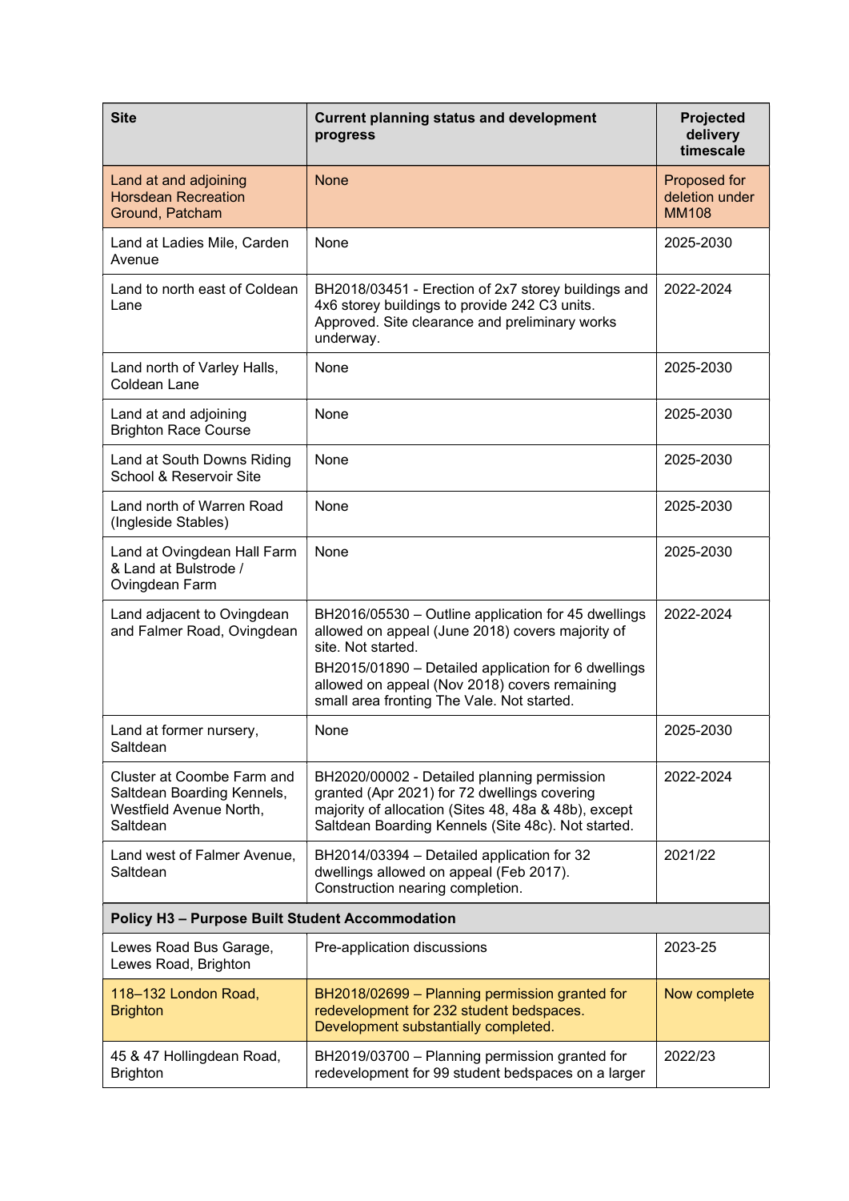| Site | Current planning status and development progress | Projected delivery timescale |
|---|---|---|
| Land at and adjoining Horsdean Recreation Ground, Patcham | None | Proposed for deletion under MM108 |
| Land at Ladies Mile, Carden Avenue | None | 2025-2030 |
| Land to north east of Coldean Lane | BH2018/03451 - Erection of 2x7 storey buildings and 4x6 storey buildings to provide 242 C3 units. Approved. Site clearance and preliminary works underway. | 2022-2024 |
| Land north of Varley Halls, Coldean Lane | None | 2025-2030 |
| Land at and adjoining Brighton Race Course | None | 2025-2030 |
| Land at South Downs Riding School & Reservoir Site | None | 2025-2030 |
| Land north of Warren Road (Ingleside Stables) | None | 2025-2030 |
| Land at Ovingdean Hall Farm & Land at Bulstrode / Ovingdean Farm | None | 2025-2030 |
| Land adjacent to Ovingdean and Falmer Road, Ovingdean | BH2016/05530 – Outline application for 45 dwellings allowed on appeal (June 2018) covers majority of site. Not started.<br><br>BH2015/01890 – Detailed application for 6 dwellings allowed on appeal (Nov 2018) covers remaining small area fronting The Vale. Not started. | 2022-2024 |
| Land at former nursery, Saltdean | None | 2025-2030 |
| Cluster at Coombe Farm and Saltdean Boarding Kennels, Westfield Avenue North, Saltdean | BH2020/00002 - Detailed planning permission granted (Apr 2021) for 72 dwellings covering majority of allocation (Sites 48, 48a & 48b), except Saltdean Boarding Kennels (Site 48c). Not started. | 2022-2024 |
| Land west of Falmer Avenue, Saltdean | BH2014/03394 – Detailed application for 32 dwellings allowed on appeal (Feb 2017). Construction nearing completion. | 2021/22 |
| **Policy H3 – Purpose Built Student Accommodation** | | |
| Lewes Road Bus Garage, Lewes Road, Brighton | Pre-application discussions | 2023-25 |
| 118–132 London Road, Brighton | BH2018/02699 – Planning permission granted for redevelopment for 232 student bedspaces. Development substantially completed. | Now complete |
| 45 & 47 Hollingdean Road, Brighton | BH2019/03700 – Planning permission granted for redevelopment for 99 student bedspaces on a larger | 2022/23 |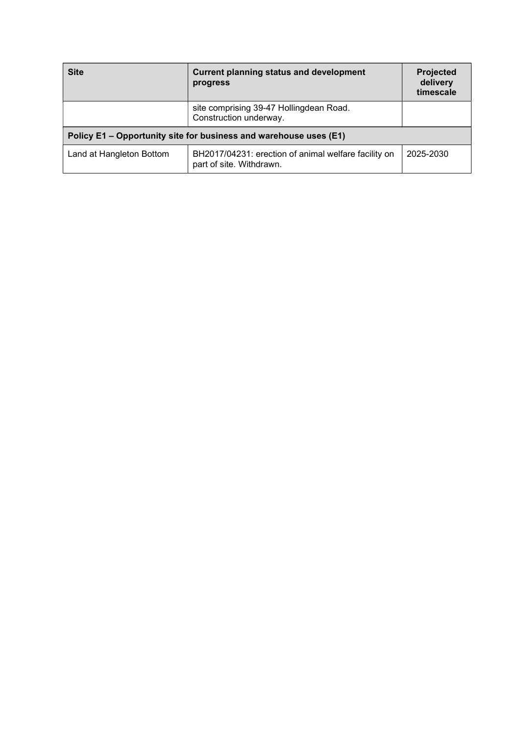| Site | Current planning status and development progress | Projected delivery timescale |
|---|---|---|
| | site comprising 39-47 Hollingdean Road. Construction underway. | |
| **Policy E1 – Opportunity site for business and warehouse uses (E1)** | | |
| Land at Hangleton Bottom | BH2017/04231: erection of animal welfare facility on part of site. Withdrawn. | 2025-2030 |